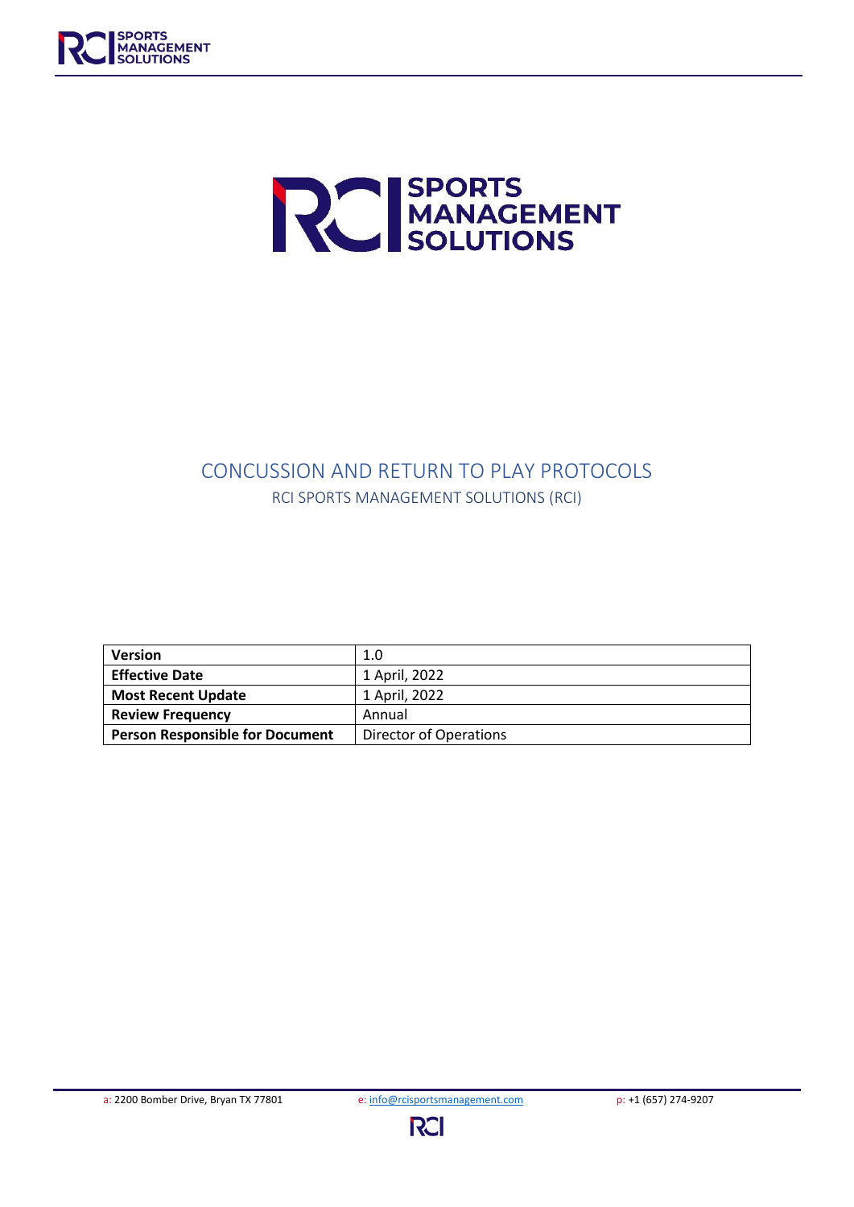# CONCUSSION AND RETURN TO PLAY PROTOCOLS

## RCI SPORTS MANAGEMENT SOLUTIONS (RCI)

| Version | 1.0 |
|---|---|
| Effective Date | 1 April, 2022 |
| Most Recent Update | 1 April, 2022 |
| Review Frequency | Annual |
| Person Responsible for Document | Director of Operations |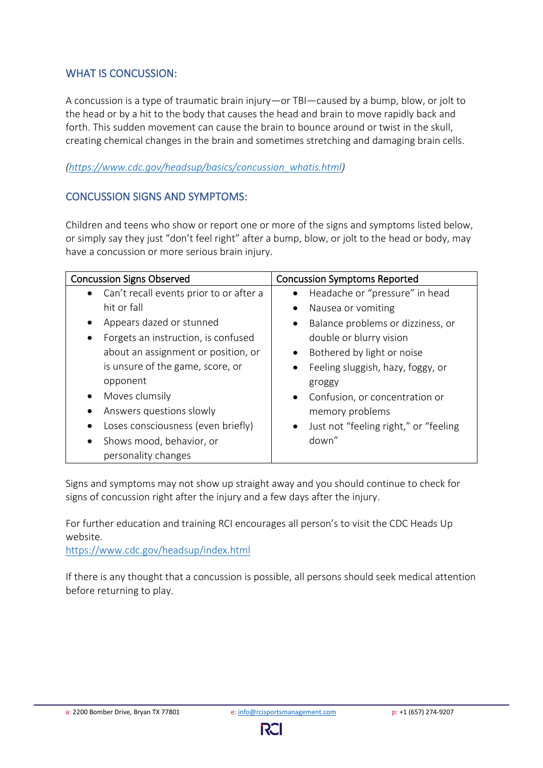## WHAT IS CONCUSSION:

A concussion is a type of traumatic brain injury—or TBI—caused by a bump, blow, or jolt to the head or by a hit to the body that causes the head and brain to move rapidly back and forth. This sudden movement can cause the brain to bounce around or twist in the skull, creating chemical changes in the brain and sometimes stretching and damaging brain cells.

*(https://www.cdc.gov/headsup/basics/concussion_whatis.html)*

## CONCUSSION SIGNS AND SYMPTOMS:

Children and teens who show or report one or more of the signs and symptoms listed below, or simply say they just "don't feel right" after a bump, blow, or jolt to the head or body, may have a concussion or more serious brain injury.

| Concussion Signs Observed | Concussion Symptoms Reported |
|---|---|
| • Can't recall events prior to or after a hit or fall<br>• Appears dazed or stunned<br>• Forgets an instruction, is confused about an assignment or position, or is unsure of the game, score, or opponent<br>• Moves clumsily<br>• Answers questions slowly<br>• Loses consciousness (even briefly)<br>• Shows mood, behavior, or personality changes | • Headache or "pressure" in head<br>• Nausea or vomiting<br>• Balance problems or dizziness, or double or blurry vision<br>• Bothered by light or noise<br>• Feeling sluggish, hazy, foggy, or groggy<br>• Confusion, or concentration or memory problems<br>• Just not "feeling right," or "feeling down" |

Signs and symptoms may not show up straight away and you should continue to check for signs of concussion right after the injury and a few days after the injury.

For further education and training RCI encourages all person's to visit the CDC Heads Up website.
https://www.cdc.gov/headsup/index.html

If there is any thought that a concussion is possible, all persons should seek medical attention before returning to play.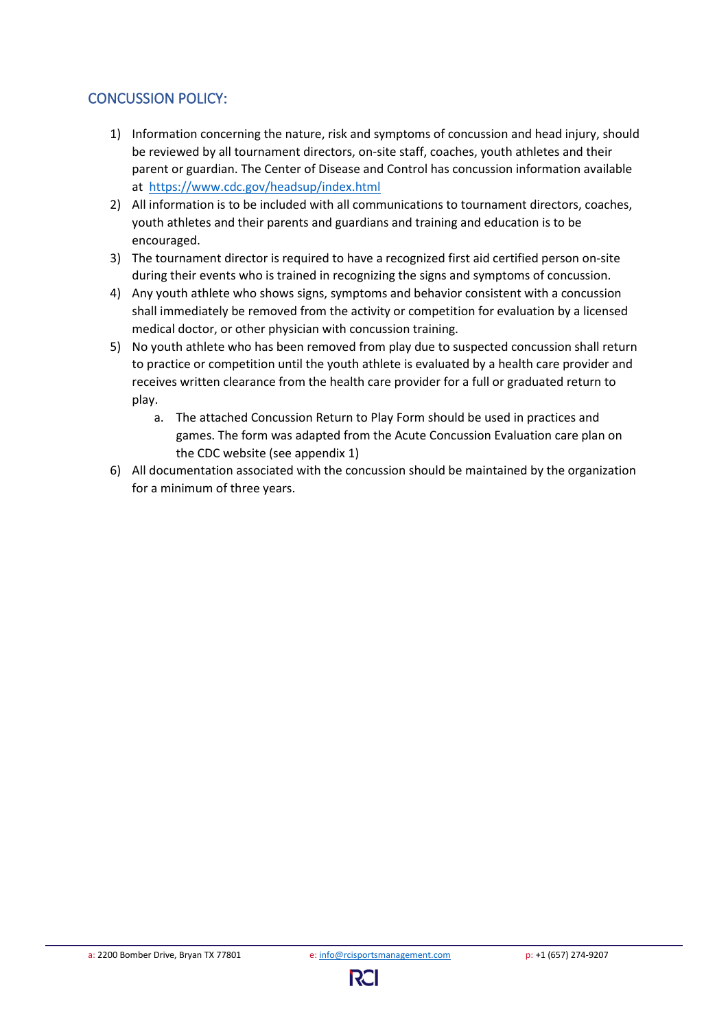## CONCUSSION POLICY:

1) Information concerning the nature, risk and symptoms of concussion and head injury, should be reviewed by all tournament directors, on-site staff, coaches, youth athletes and their parent or guardian. The Center of Disease and Control has concussion information available at https://www.cdc.gov/headsup/index.html
2) All information is to be included with all communications to tournament directors, coaches, youth athletes and their parents and guardians and training and education is to be encouraged.
3) The tournament director is required to have a recognized first aid certified person on-site during their events who is trained in recognizing the signs and symptoms of concussion.
4) Any youth athlete who shows signs, symptoms and behavior consistent with a concussion shall immediately be removed from the activity or competition for evaluation by a licensed medical doctor, or other physician with concussion training.
5) No youth athlete who has been removed from play due to suspected concussion shall return to practice or competition until the youth athlete is evaluated by a health care provider and receives written clearance from the health care provider for a full or graduated return to play.
   a. The attached Concussion Return to Play Form should be used in practices and games. The form was adapted from the Acute Concussion Evaluation care plan on the CDC website (see appendix 1)
6) All documentation associated with the concussion should be maintained by the organization for a minimum of three years.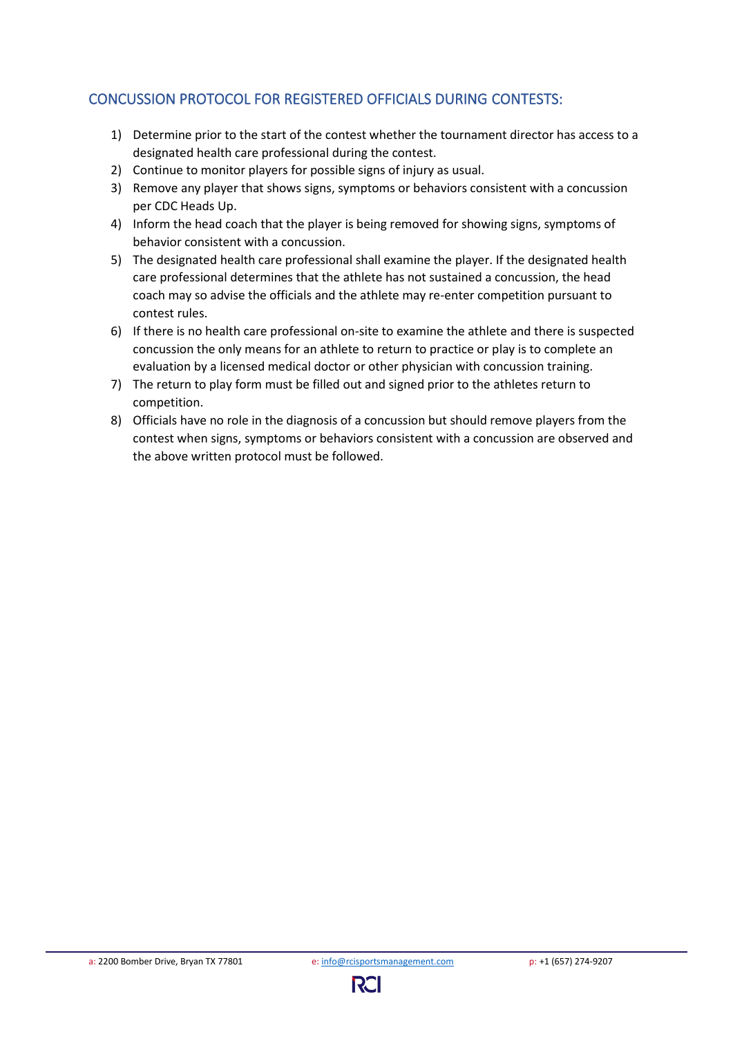## CONCUSSION PROTOCOL FOR REGISTERED OFFICIALS DURING CONTESTS:

1) Determine prior to the start of the contest whether the tournament director has access to a designated health care professional during the contest.
2) Continue to monitor players for possible signs of injury as usual.
3) Remove any player that shows signs, symptoms or behaviors consistent with a concussion per CDC Heads Up.
4) Inform the head coach that the player is being removed for showing signs, symptoms of behavior consistent with a concussion.
5) The designated health care professional shall examine the player. If the designated health care professional determines that the athlete has not sustained a concussion, the head coach may so advise the officials and the athlete may re-enter competition pursuant to contest rules.
6) If there is no health care professional on-site to examine the athlete and there is suspected concussion the only means for an athlete to return to practice or play is to complete an evaluation by a licensed medical doctor or other physician with concussion training.
7) The return to play form must be filled out and signed prior to the athletes return to competition.
8) Officials have no role in the diagnosis of a concussion but should remove players from the contest when signs, symptoms or behaviors consistent with a concussion are observed and the above written protocol must be followed.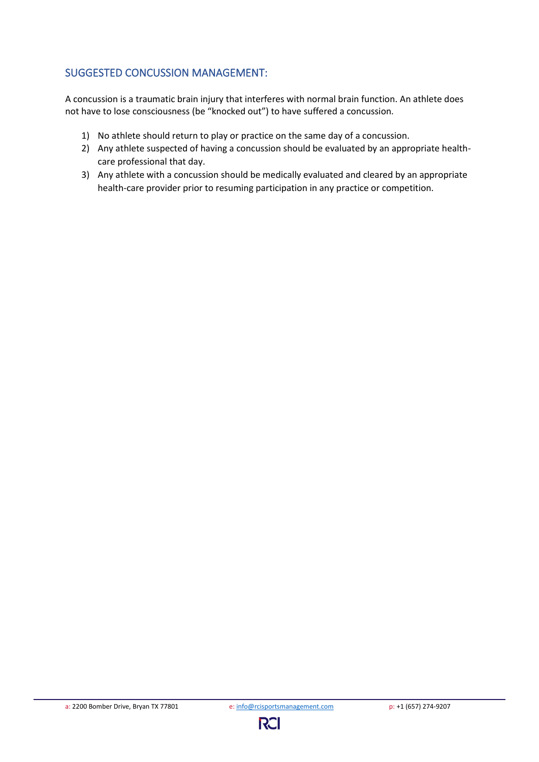## SUGGESTED CONCUSSION MANAGEMENT:

A concussion is a traumatic brain injury that interferes with normal brain function. An athlete does not have to lose consciousness (be "knocked out") to have suffered a concussion.

1) No athlete should return to play or practice on the same day of a concussion.
2) Any athlete suspected of having a concussion should be evaluated by an appropriate health-care professional that day.
3) Any athlete with a concussion should be medically evaluated and cleared by an appropriate health-care provider prior to resuming participation in any practice or competition.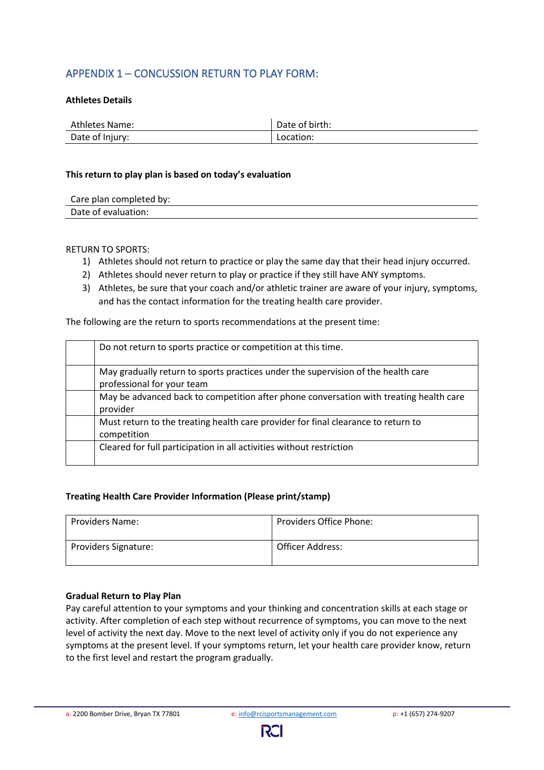## APPENDIX 1 – CONCUSSION RETURN TO PLAY FORM:

**Athletes Details**

| Athletes Name: | Date of birth: |
|---|---|
| Date of Injury: | Location: |

**This return to play plan is based on today's evaluation**

| Care plan completed by: |
|---|
| Date of evaluation: |

RETURN TO SPORTS:

1) Athletes should not return to practice or play the same day that their head injury occurred.
2) Athletes should never return to play or practice if they still have ANY symptoms.
3) Athletes, be sure that your coach and/or athletic trainer are aware of your injury, symptoms, and has the contact information for the treating health care provider.

The following are the return to sports recommendations at the present time:

| | |
|---|---|
| | Do not return to sports practice or competition at this time. |
| | May gradually return to sports practices under the supervision of the health care professional for your team |
| | May be advanced back to competition after phone conversation with treating health care provider |
| | Must return to the treating health care provider for final clearance to return to competition |
| | Cleared for full participation in all activities without restriction |

**Treating Health Care Provider Information (Please print/stamp)**

| Providers Name: | Providers Office Phone: |
|---|---|
| Providers Signature: | Officer Address: |

**Gradual Return to Play Plan**

Pay careful attention to your symptoms and your thinking and concentration skills at each stage or activity. After completion of each step without recurrence of symptoms, you can move to the next level of activity the next day. Move to the next level of activity only if you do not experience any symptoms at the present level. If your symptoms return, let your health care provider know, return to the first level and restart the program gradually.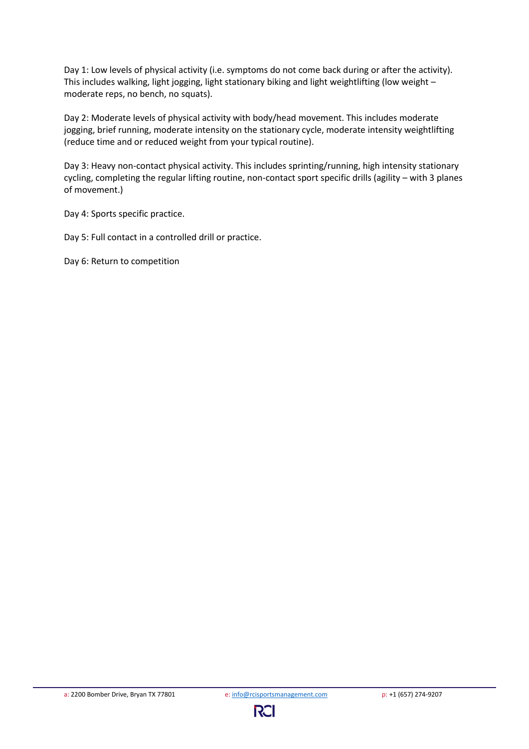Day 1: Low levels of physical activity (i.e. symptoms do not come back during or after the activity). This includes walking, light jogging, light stationary biking and light weightlifting (low weight – moderate reps, no bench, no squats).

Day 2: Moderate levels of physical activity with body/head movement. This includes moderate jogging, brief running, moderate intensity on the stationary cycle, moderate intensity weightlifting (reduce time and or reduced weight from your typical routine).

Day 3: Heavy non-contact physical activity. This includes sprinting/running, high intensity stationary cycling, completing the regular lifting routine, non-contact sport specific drills (agility – with 3 planes of movement.)

Day 4: Sports specific practice.

Day 5: Full contact in a controlled drill or practice.

Day 6: Return to competition